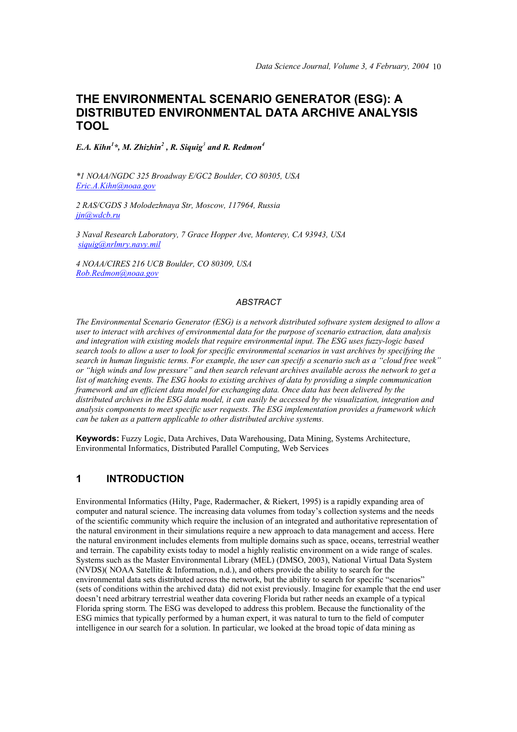# THE ENVIRONMENTAL SCENARIO GENERATOR (ESG): A DISTRIBUTED ENVIRONMENTAL DATA ARCHIVE ANALYSIS TOOL

***E.A. Kihn[1]\*, M. Zhizhin[2], R. Siquig[3] and R. Redmon[4]***

*\*1 NOAA/NGDC 325 Broadway E/GC2 Boulder, CO 80305, USA*
Eric.A.Kihn@noaa.gov

*2 RAS/CGDS 3 Molodezhnaya Str, Moscow, 117964, Russia*
jjn@wdcb.ru

*3 Naval Research Laboratory, 7 Grace Hopper Ave, Monterey, CA 93943, USA*
siquig@nrlmry.navy.mil

*4 NOAA/CIRES 216 UCB Boulder, CO 80309, USA*
Rob.Redmon@noaa.gov

## *ABSTRACT*

*The Environmental Scenario Generator (ESG) is a network distributed software system designed to allow a user to interact with archives of environmental data for the purpose of scenario extraction, data analysis and integration with existing models that require environmental input. The ESG uses fuzzy-logic based search tools to allow a user to look for specific environmental scenarios in vast archives by specifying the search in human linguistic terms. For example, the user can specify a scenario such as a "cloud free week" or "high winds and low pressure" and then search relevant archives available across the network to get a list of matching events. The ESG hooks to existing archives of data by providing a simple communication framework and an efficient data model for exchanging data. Once data has been delivered by the distributed archives in the ESG data model, it can easily be accessed by the visualization, integration and analysis components to meet specific user requests. The ESG implementation provides a framework which can be taken as a pattern applicable to other distributed archive systems.*

**Keywords:** Fuzzy Logic, Data Archives, Data Warehousing, Data Mining, Systems Architecture, Environmental Informatics, Distributed Parallel Computing, Web Services

## 1 INTRODUCTION

Environmental Informatics (Hilty, Page, Radermacher, & Riekert, 1995) is a rapidly expanding area of computer and natural science. The increasing data volumes from today's collection systems and the needs of the scientific community which require the inclusion of an integrated and authoritative representation of the natural environment in their simulations require a new approach to data management and access. Here the natural environment includes elements from multiple domains such as space, oceans, terrestrial weather and terrain. The capability exists today to model a highly realistic environment on a wide range of scales. Systems such as the Master Environmental Library (MEL) (DMSO, 2003), National Virtual Data System (NVDS)( NOAA Satellite & Information, n.d.), and others provide the ability to search for the environmental data sets distributed across the network, but the ability to search for specific "scenarios" (sets of conditions within the archived data) did not exist previously. Imagine for example that the end user doesn't need arbitrary terrestrial weather data covering Florida but rather needs an example of a typical Florida spring storm. The ESG was developed to address this problem. Because the functionality of the ESG mimics that typically performed by a human expert, it was natural to turn to the field of computer intelligence in our search for a solution. In particular, we looked at the broad topic of data mining as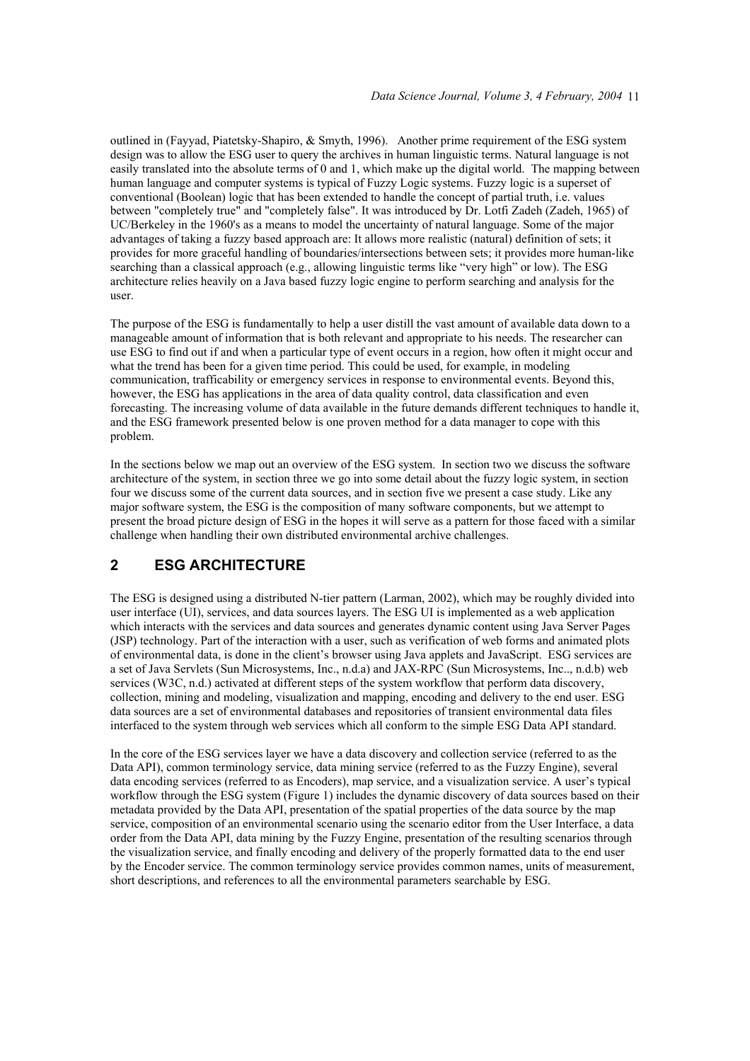outlined in (Fayyad, Piatetsky-Shapiro, & Smyth, 1996). Another prime requirement of the ESG system design was to allow the ESG user to query the archives in human linguistic terms. Natural language is not easily translated into the absolute terms of 0 and 1, which make up the digital world. The mapping between human language and computer systems is typical of Fuzzy Logic systems. Fuzzy logic is a superset of conventional (Boolean) logic that has been extended to handle the concept of partial truth, i.e. values between "completely true" and "completely false". It was introduced by Dr. Lotfi Zadeh (Zadeh, 1965) of UC/Berkeley in the 1960's as a means to model the uncertainty of natural language. Some of the major advantages of taking a fuzzy based approach are: It allows more realistic (natural) definition of sets; it provides for more graceful handling of boundaries/intersections between sets; it provides more human-like searching than a classical approach (e.g., allowing linguistic terms like "very high" or low). The ESG architecture relies heavily on a Java based fuzzy logic engine to perform searching and analysis for the user.

The purpose of the ESG is fundamentally to help a user distill the vast amount of available data down to a manageable amount of information that is both relevant and appropriate to his needs. The researcher can use ESG to find out if and when a particular type of event occurs in a region, how often it might occur and what the trend has been for a given time period. This could be used, for example, in modeling communication, trafficability or emergency services in response to environmental events. Beyond this, however, the ESG has applications in the area of data quality control, data classification and even forecasting. The increasing volume of data available in the future demands different techniques to handle it, and the ESG framework presented below is one proven method for a data manager to cope with this problem.

In the sections below we map out an overview of the ESG system. In section two we discuss the software architecture of the system, in section three we go into some detail about the fuzzy logic system, in section four we discuss some of the current data sources, and in section five we present a case study. Like any major software system, the ESG is the composition of many software components, but we attempt to present the broad picture design of ESG in the hopes it will serve as a pattern for those faced with a similar challenge when handling their own distributed environmental archive challenges.

## 2 ESG ARCHITECTURE

The ESG is designed using a distributed N-tier pattern (Larman, 2002), which may be roughly divided into user interface (UI), services, and data sources layers. The ESG UI is implemented as a web application which interacts with the services and data sources and generates dynamic content using Java Server Pages (JSP) technology. Part of the interaction with a user, such as verification of web forms and animated plots of environmental data, is done in the client's browser using Java applets and JavaScript. ESG services are a set of Java Servlets (Sun Microsystems, Inc., n.d.a) and JAX-RPC (Sun Microsystems, Inc.., n.d.b) web services (W3C, n.d.) activated at different steps of the system workflow that perform data discovery, collection, mining and modeling, visualization and mapping, encoding and delivery to the end user. ESG data sources are a set of environmental databases and repositories of transient environmental data files interfaced to the system through web services which all conform to the simple ESG Data API standard.

In the core of the ESG services layer we have a data discovery and collection service (referred to as the Data API), common terminology service, data mining service (referred to as the Fuzzy Engine), several data encoding services (referred to as Encoders), map service, and a visualization service. A user's typical workflow through the ESG system (Figure 1) includes the dynamic discovery of data sources based on their metadata provided by the Data API, presentation of the spatial properties of the data source by the map service, composition of an environmental scenario using the scenario editor from the User Interface, a data order from the Data API, data mining by the Fuzzy Engine, presentation of the resulting scenarios through the visualization service, and finally encoding and delivery of the properly formatted data to the end user by the Encoder service. The common terminology service provides common names, units of measurement, short descriptions, and references to all the environmental parameters searchable by ESG.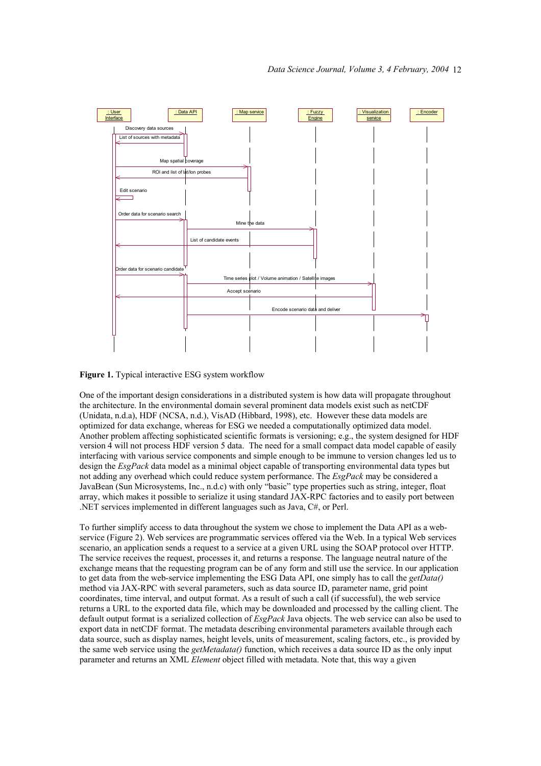**Figure 1.** Typical interactive ESG system workflow

One of the important design considerations in a distributed system is how data will propagate throughout the architecture. In the environmental domain several prominent data models exist such as netCDF (Unidata, n.d.a), HDF (NCSA, n.d.), VisAD (Hibbard, 1998), etc. However these data models are optimized for data exchange, whereas for ESG we needed a computationally optimized data model. Another problem affecting sophisticated scientific formats is versioning; e.g., the system designed for HDF version 4 will not process HDF version 5 data. The need for a small compact data model capable of easily interfacing with various service components and simple enough to be immune to version changes led us to design the *EsgPack* data model as a minimal object capable of transporting environmental data types but not adding any overhead which could reduce system performance. The *EsgPack* may be considered a JavaBean (Sun Microsystems, Inc., n.d.c) with only "basic" type properties such as string, integer, float array, which makes it possible to serialize it using standard JAX-RPC factories and to easily port between .NET services implemented in different languages such as Java, C#, or Perl.

To further simplify access to data throughout the system we chose to implement the Data API as a web-service (Figure 2). Web services are programmatic services offered via the Web. In a typical Web services scenario, an application sends a request to a service at a given URL using the SOAP protocol over HTTP. The service receives the request, processes it, and returns a response. The language neutral nature of the exchange means that the requesting program can be of any form and still use the service. In our application to get data from the web-service implementing the ESG Data API, one simply has to call the *getData()* method via JAX-RPC with several parameters, such as data source ID, parameter name, grid point coordinates, time interval, and output format. As a result of such a call (if successful), the web service returns a URL to the exported data file, which may be downloaded and processed by the calling client. The default output format is a serialized collection of *EsgPack* Java objects. The web service can also be used to export data in netCDF format. The metadata describing environmental parameters available through each data source, such as display names, height levels, units of measurement, scaling factors, etc., is provided by the same web service using the *getMetadata()* function, which receives a data source ID as the only input parameter and returns an XML *Element* object filled with metadata. Note that, this way a given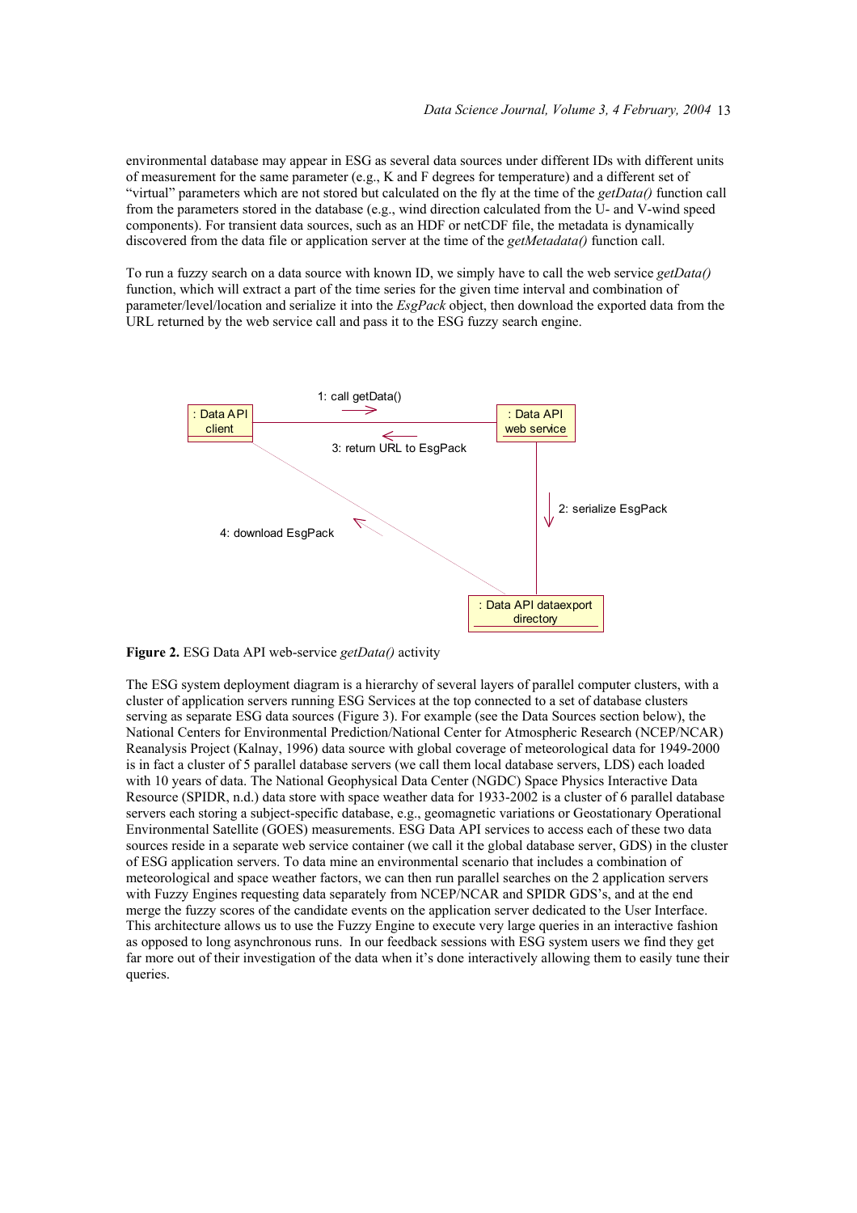environmental database may appear in ESG as several data sources under different IDs with different units of measurement for the same parameter (e.g., K and F degrees for temperature) and a different set of "virtual" parameters which are not stored but calculated on the fly at the time of the *getData()* function call from the parameters stored in the database (e.g., wind direction calculated from the U- and V-wind speed components). For transient data sources, such as an HDF or netCDF file, the metadata is dynamically discovered from the data file or application server at the time of the *getMetadata()* function call.

To run a fuzzy search on a data source with known ID, we simply have to call the web service *getData()* function, which will extract a part of the time series for the given time interval and combination of parameter/level/location and serialize it into the *EsgPack* object, then download the exported data from the URL returned by the web service call and pass it to the ESG fuzzy search engine.

1: call getData()

: Data API client

: Data API web service

3: return URL to EsgPack

2: serialize EsgPack

4: download EsgPack

: Data API dataexport directory

**Figure 2.** ESG Data API web-service *getData()* activity

The ESG system deployment diagram is a hierarchy of several layers of parallel computer clusters, with a cluster of application servers running ESG Services at the top connected to a set of database clusters serving as separate ESG data sources (Figure 3). For example (see the Data Sources section below), the National Centers for Environmental Prediction/National Center for Atmospheric Research (NCEP/NCAR) Reanalysis Project (Kalnay, 1996) data source with global coverage of meteorological data for 1949-2000 is in fact a cluster of 5 parallel database servers (we call them local database servers, LDS) each loaded with 10 years of data. The National Geophysical Data Center (NGDC) Space Physics Interactive Data Resource (SPIDR, n.d.) data store with space weather data for 1933-2002 is a cluster of 6 parallel database servers each storing a subject-specific database, e.g., geomagnetic variations or Geostationary Operational Environmental Satellite (GOES) measurements. ESG Data API services to access each of these two data sources reside in a separate web service container (we call it the global database server, GDS) in the cluster of ESG application servers. To data mine an environmental scenario that includes a combination of meteorological and space weather factors, we can then run parallel searches on the 2 application servers with Fuzzy Engines requesting data separately from NCEP/NCAR and SPIDR GDS's, and at the end merge the fuzzy scores of the candidate events on the application server dedicated to the User Interface. This architecture allows us to use the Fuzzy Engine to execute very large queries in an interactive fashion as opposed to long asynchronous runs. In our feedback sessions with ESG system users we find they get far more out of their investigation of the data when it's done interactively allowing them to easily tune their queries.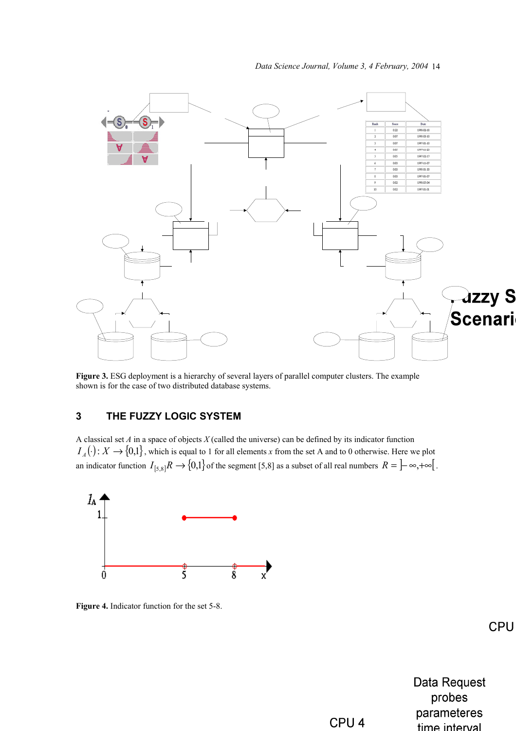Figure 3. ESG deployment is a hierarchy of several layers of parallel computer clusters. The example shown is for the case of two distributed database systems.

## 3 THE FUZZY LOGIC SYSTEM

A classical set $A$ in a space of objects $X$ (called the universe) can be defined by its indicator function $I_A(\cdot): X \to \{0,1\}$, which is equal to 1 for all elements $x$ from the set A and to 0 otherwise. Here we plot an indicator function $I_{[5,8]} R \to \{0,1\}$ of the segment [5,8] as a subset of all real numbers $R = ]-\infty,+\infty[$.

**Figure 4.** Indicator function for the set 5-8.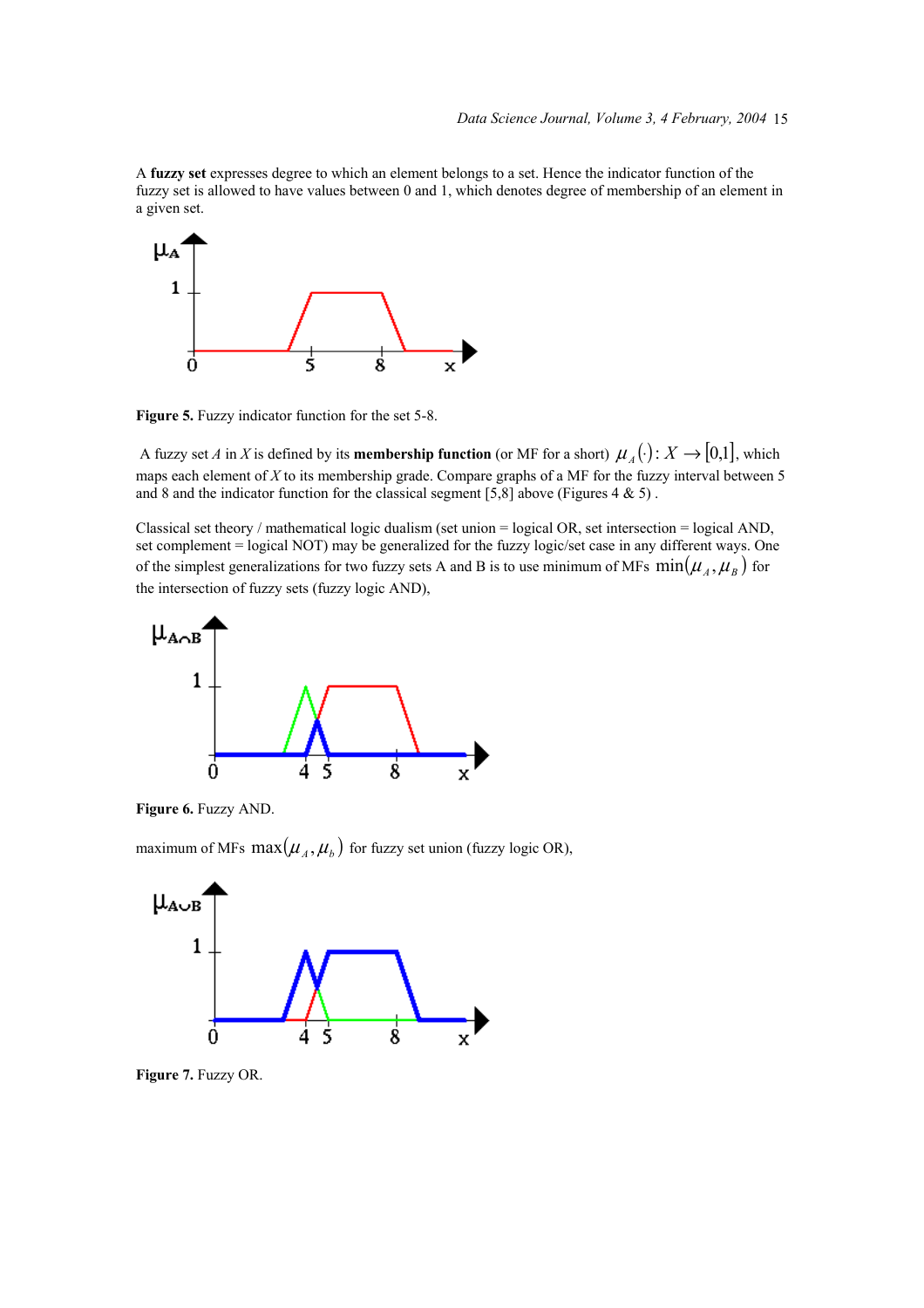A **fuzzy set** expresses degree to which an element belongs to a set. Hence the indicator function of the fuzzy set is allowed to have values between 0 and 1, which denotes degree of membership of an element in a given set.

**Figure 5.** Fuzzy indicator function for the set 5-8.

A fuzzy set $A$ in $X$ is defined by its **membership function** (or MF for a short) $\mu_A(\cdot): X \to [0,1]$, which maps each element of $X$ to its membership grade. Compare graphs of a MF for the fuzzy interval between 5 and 8 and the indicator function for the classical segment [5,8] above (Figures 4 & 5) .

Classical set theory / mathematical logic dualism (set union = logical OR, set intersection = logical AND, set complement = logical NOT) may be generalized for the fuzzy logic/set case in any different ways. One of the simplest generalizations for two fuzzy sets A and B is to use minimum of MFs $\min(\mu_A, \mu_B)$ for the intersection of fuzzy sets (fuzzy logic AND),

**Figure 6.** Fuzzy AND.

maximum of MFs $\max(\mu_A, \mu_b)$ for fuzzy set union (fuzzy logic OR),

**Figure 7.** Fuzzy OR.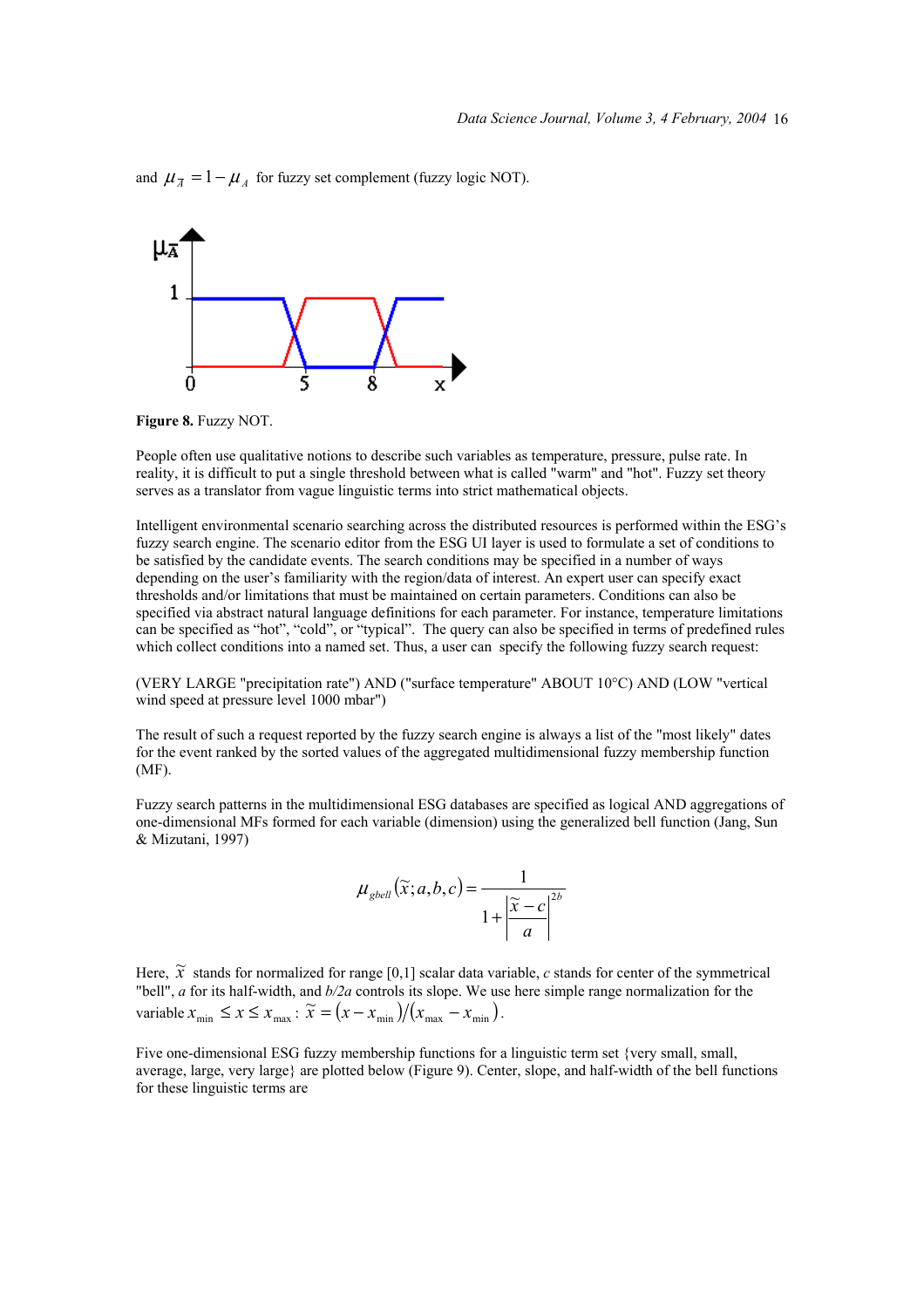and $\mu_{\bar{A}} = 1 - \mu_A$ for fuzzy set complement (fuzzy logic NOT).

**Figure 8.** Fuzzy NOT.

People often use qualitative notions to describe such variables as temperature, pressure, pulse rate. In reality, it is difficult to put a single threshold between what is called "warm" and "hot". Fuzzy set theory serves as a translator from vague linguistic terms into strict mathematical objects.

Intelligent environmental scenario searching across the distributed resources is performed within the ESG's fuzzy search engine. The scenario editor from the ESG UI layer is used to formulate a set of conditions to be satisfied by the candidate events. The search conditions may be specified in a number of ways depending on the user's familiarity with the region/data of interest. An expert user can specify exact thresholds and/or limitations that must be maintained on certain parameters. Conditions can also be specified via abstract natural language definitions for each parameter. For instance, temperature limitations can be specified as "hot", "cold", or "typical". The query can also be specified in terms of predefined rules which collect conditions into a named set. Thus, a user can specify the following fuzzy search request:

(VERY LARGE "precipitation rate") AND ("surface temperature" ABOUT 10°C) AND (LOW "vertical wind speed at pressure level 1000 mbar")

The result of such a request reported by the fuzzy search engine is always a list of the "most likely" dates for the event ranked by the sorted values of the aggregated multidimensional fuzzy membership function (MF).

Fuzzy search patterns in the multidimensional ESG databases are specified as logical AND aggregations of one-dimensional MFs formed for each variable (dimension) using the generalized bell function (Jang, Sun & Mizutani, 1997)

$$\mu_{gbell}(\tilde{x}; a, b, c) = \frac{1}{1 + \left| \frac{\tilde{x} - c}{a} \right|^{2b}}$$

Here, $\tilde{x}$ stands for normalized for range [0,1] scalar data variable, $c$ stands for center of the symmetrical "bell", $a$ for its half-width, and $b/2a$ controls its slope. We use here simple range normalization for the variable $x_{\min} \le x \le x_{\max}$: $\tilde{x} = (x - x_{\min})/(x_{\max} - x_{\min})$.

Five one-dimensional ESG fuzzy membership functions for a linguistic term set {very small, small, average, large, very large} are plotted below (Figure 9). Center, slope, and half-width of the bell functions for these linguistic terms are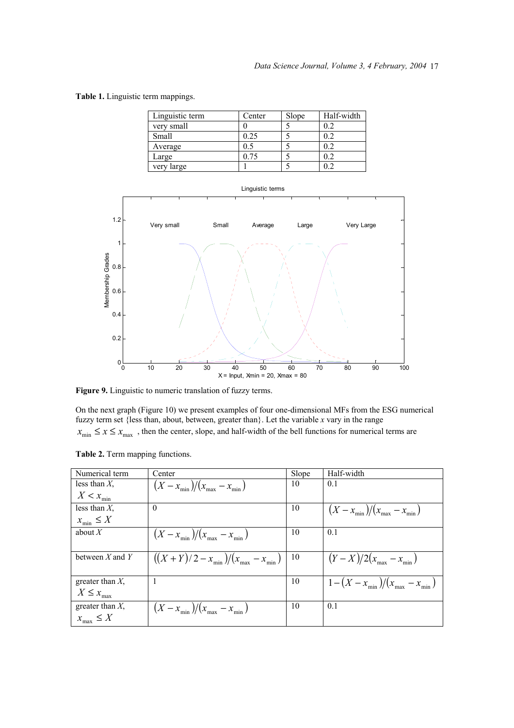**Table 1.** Linguistic term mappings.

| Linguistic term | Center | Slope | Half-width |
|---|---|---|---|
| very small | 0 | 5 | 0.2 |
| Small | 0.25 | 5 | 0.2 |
| Average | 0.5 | 5 | 0.2 |
| Large | 0.75 | 5 | 0.2 |
| very large | 1 | 5 | 0.2 |

**Figure 9.** Linguistic to numeric translation of fuzzy terms.

On the next graph (Figure 10) we present examples of four one-dimensional MFs from the ESG numerical fuzzy term set {less than, about, between, greater than}. Let the variable $x$ vary in the range $x_{\min} \le x \le x_{\max}$ , then the center, slope, and half-width of the bell functions for numerical terms are

**Table 2.** Term mapping functions.

| Numerical term | Center | Slope | Half-width |
|---|---|---|---|
| less than $X$, $X < x_{\min}$ | $(X - x_{\min})/(x_{\max} - x_{\min})$ | 10 | 0.1 |
| less than $X$, $x_{\min} \le X$ | 0 | 10 | $(X - x_{\min})/(x_{\max} - x_{\min})$ |
| about $X$ | $(X - x_{\min})/(x_{\max} - x_{\min})$ | 10 | 0.1 |
| between $X$ and $Y$ | $((X+Y)/2 - x_{\min})/(x_{\max} - x_{\min})$ | 10 | $(Y - X)/2(x_{\max} - x_{\min})$ |
| greater than $X$, $X \le x_{\max}$ | 1 | 10 | $1-(X - x_{\min})/(x_{\max} - x_{\min})$ |
| greater than $X$, $x_{\max} \le X$ | $(X - x_{\min})/(x_{\max} - x_{\min})$ | 10 | 0.1 |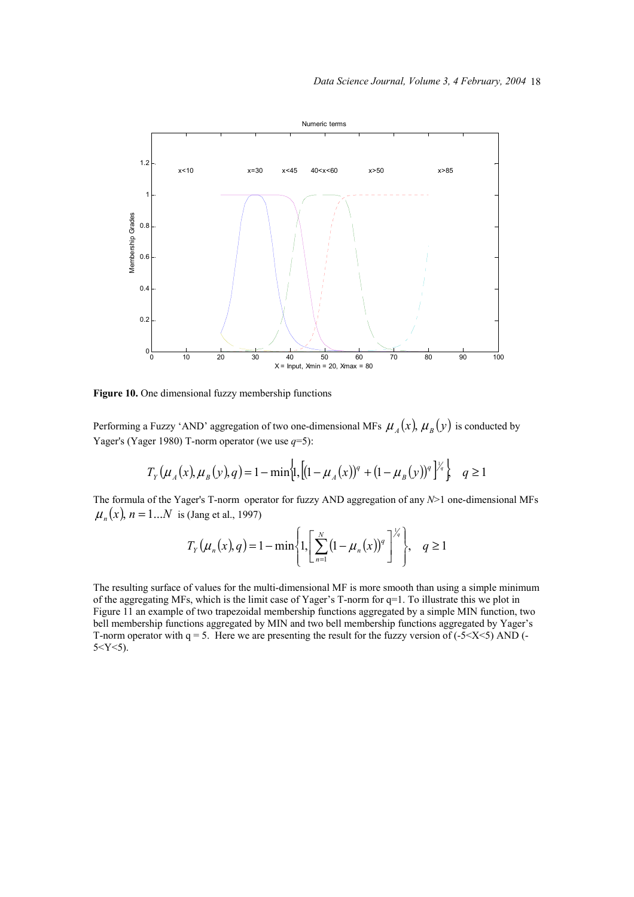**Figure 10.** One dimensional fuzzy membership functions

Performing a Fuzzy 'AND' aggregation of two one-dimensional MFs $\mu_A(x), \mu_B(y)$ is conducted by Yager's (Yager 1980) T-norm operator (we use $q$=5):

$$T_Y(\mu_A(x), \mu_B(y), q) = 1 - \min\left\{1, \left[(1-\mu_A(x))^q + (1-\mu_B(y))^q\right]^{1/q}\right\} \quad q \geq 1$$

The formula of the Yager's T-norm operator for fuzzy AND aggregation of any $N$>1 one-dimensional MFs $\mu_n(x), n = 1 \ldots N$ is (Jang et al., 1997)

$$T_Y(\mu_n(x), q) = 1 - \min\left\{1, \left[\sum_{n=1}^{N}(1-\mu_n(x))^q\right]^{1/q}\right\}, \quad q \geq 1$$

The resulting surface of values for the multi-dimensional MF is more smooth than using a simple minimum of the aggregating MFs, which is the limit case of Yager's T-norm for q=1. To illustrate this we plot in Figure 11 an example of two trapezoidal membership functions aggregated by a simple MIN function, two bell membership functions aggregated by MIN and two bell membership functions aggregated by Yager's T-norm operator with q = 5. Here we are presenting the result for the fuzzy version of (-5<X<5) AND (-5<Y<5).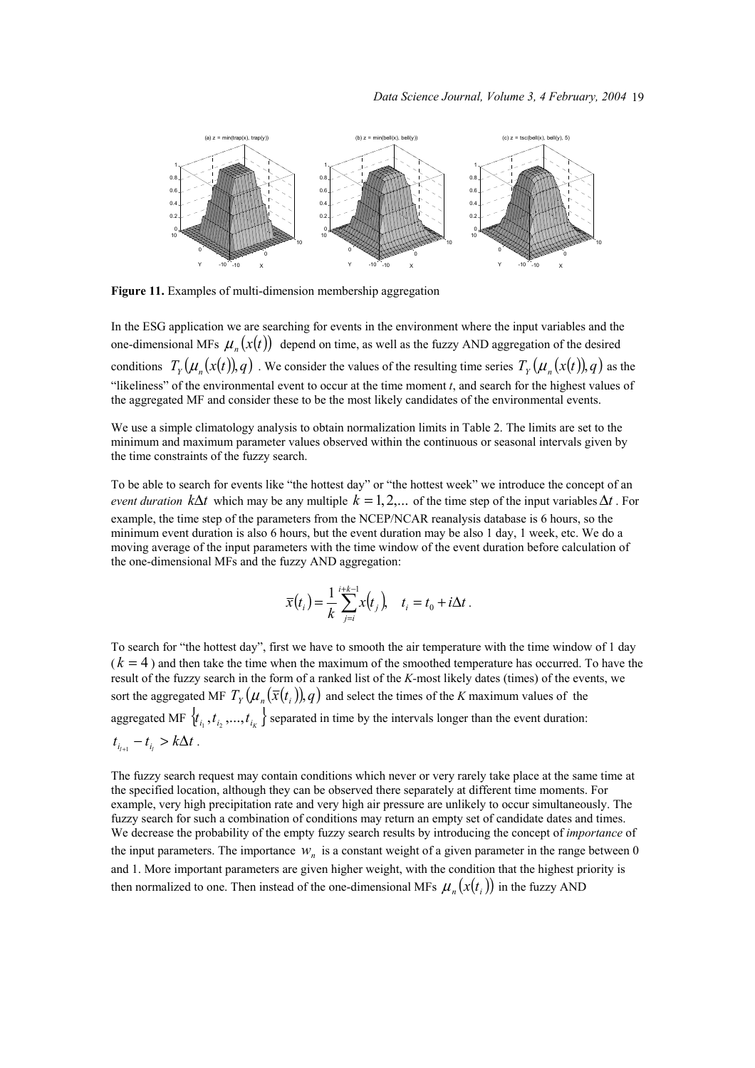**Figure 11.** Examples of multi-dimension membership aggregation

In the ESG application we are searching for events in the environment where the input variables and the one-dimensional MFs $\mu_n(x(t))$ depend on time, as well as the fuzzy AND aggregation of the desired conditions $T_Y(\mu_n(x(t)), q)$. We consider the values of the resulting time series $T_Y(\mu_n(x(t)), q)$ as the "likeliness" of the environmental event to occur at the time moment *t*, and search for the highest values of the aggregated MF and consider these to be the most likely candidates of the environmental events.

We use a simple climatology analysis to obtain normalization limits in Table 2. The limits are set to the minimum and maximum parameter values observed within the continuous or seasonal intervals given by the time constraints of the fuzzy search.

To be able to search for events like "the hottest day" or "the hottest week" we introduce the concept of an *event duration* $k\Delta t$ which may be any multiple $k = 1, 2, \ldots$ of the time step of the input variables $\Delta t$. For example, the time step of the parameters from the NCEP/NCAR reanalysis database is 6 hours, so the minimum event duration is also 6 hours, but the event duration may be also 1 day, 1 week, etc. We do a moving average of the input parameters with the time window of the event duration before calculation of the one-dimensional MFs and the fuzzy AND aggregation:

$$\bar{x}(t_i) = \frac{1}{k}\sum_{j=i}^{i+k-1} x(t_j), \quad t_i = t_0 + i\Delta t .$$

To search for "the hottest day", first we have to smooth the air temperature with the time window of 1 day ($k = 4$) and then take the time when the maximum of the smoothed temperature has occurred. To have the result of the fuzzy search in the form of a ranked list of the *K*-most likely dates (times) of the events, we sort the aggregated MF $T_Y(\mu_n(\bar{x}(t_i)), q)$ and select the times of the *K* maximum values of the aggregated MF $\{t_{i_1}, t_{i_2}, \ldots, t_{i_K}\}$ separated in time by the intervals longer than the event duration: $t_{i_{l+1}} - t_{i_l} > k\Delta t$.

The fuzzy search request may contain conditions which never or very rarely take place at the same time at the specified location, although they can be observed there separately at different time moments. For example, very high precipitation rate and very high air pressure are unlikely to occur simultaneously. The fuzzy search for such a combination of conditions may return an empty set of candidate dates and times. We decrease the probability of the empty fuzzy search results by introducing the concept of *importance* of the input parameters. The importance $w_n$ is a constant weight of a given parameter in the range between 0 and 1. More important parameters are given higher weight, with the condition that the highest priority is then normalized to one. Then instead of the one-dimensional MFs $\mu_n(x(t_i))$ in the fuzzy AND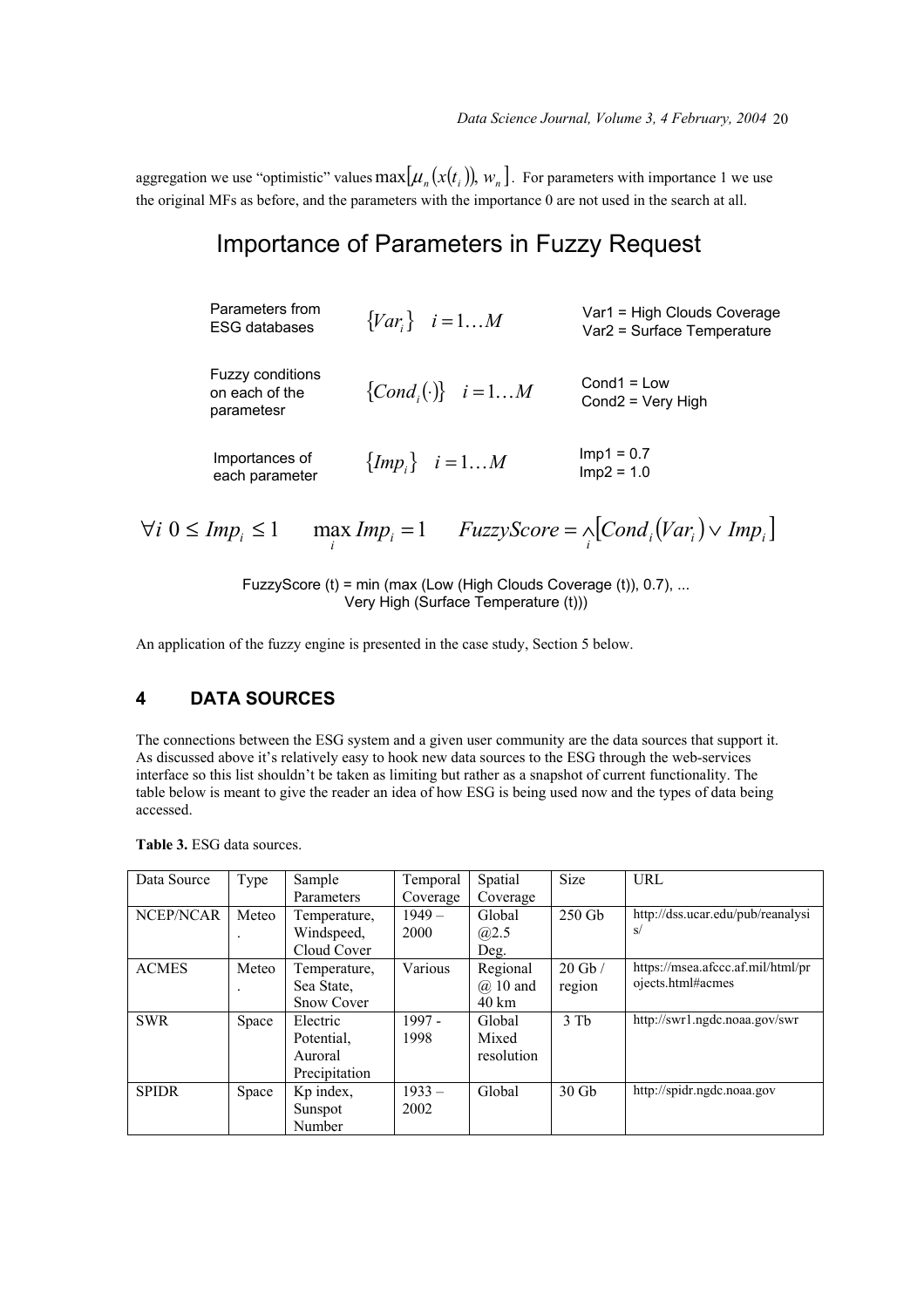aggregation we use "optimistic" values $\max[\mu_n(x(t_i)), w_n]$. For parameters with importance 1 we use the original MFs as before, and the parameters with the importance 0 are not used in the search at all.

## Importance of Parameters in Fuzzy Request

| | | |
|---|---|---|
| Parameters from ESG databases | $\{Var_i\} \quad i = 1 \ldots M$ | Var1 = High Clouds Coverage<br>Var2 = Surface Temperature |
| Fuzzy conditions on each of the parametesr | $\{Cond_i(\cdot)\} \quad i = 1 \ldots M$ | Cond1 = Low<br>Cond2 = Very High |
| Importances of each parameter | $\{Imp_i\} \quad i = 1 \ldots M$ | Imp1 = 0.7<br>Imp2 = 1.0 |

$$\forall i \ 0 \leq Imp_i \leq 1 \qquad \max_i Imp_i = 1 \qquad FuzzyScore = \bigwedge_i \left[ Cond_i(Var_i) \vee Imp_i \right]$$

FuzzyScore (t) = min (max (Low (High Clouds Coverage (t)), 0.7), ... Very High (Surface Temperature (t)))

An application of the fuzzy engine is presented in the case study, Section 5 below.

## 4 DATA SOURCES

The connections between the ESG system and a given user community are the data sources that support it. As discussed above it's relatively easy to hook new data sources to the ESG through the web-services interface so this list shouldn't be taken as limiting but rather as a snapshot of current functionality. The table below is meant to give the reader an idea of how ESG is being used now and the types of data being accessed.

**Table 3.** ESG data sources.

| Data Source | Type | Sample Parameters | Temporal Coverage | Spatial Coverage | Size | URL |
|---|---|---|---|---|---|---|
| NCEP/NCAR | Meteo. | Temperature, Windspeed, Cloud Cover | 1949 – 2000 | Global @2.5 Deg. | 250 Gb | http://dss.ucar.edu/pub/reanalysis/ |
| ACMES | Meteo. | Temperature, Sea State, Snow Cover | Various | Regional @ 10 and 40 km | 20 Gb / region | https://msea.afccc.af.mil/html/projects.html#acmes |
| SWR | Space | Electric Potential, Auroral Precipitation | 1997 - 1998 | Global Mixed resolution | 3 Tb | http://swr1.ngdc.noaa.gov/swr |
| SPIDR | Space | Kp index, Sunspot Number | 1933 – 2002 | Global | 30 Gb | http://spidr.ngdc.noaa.gov |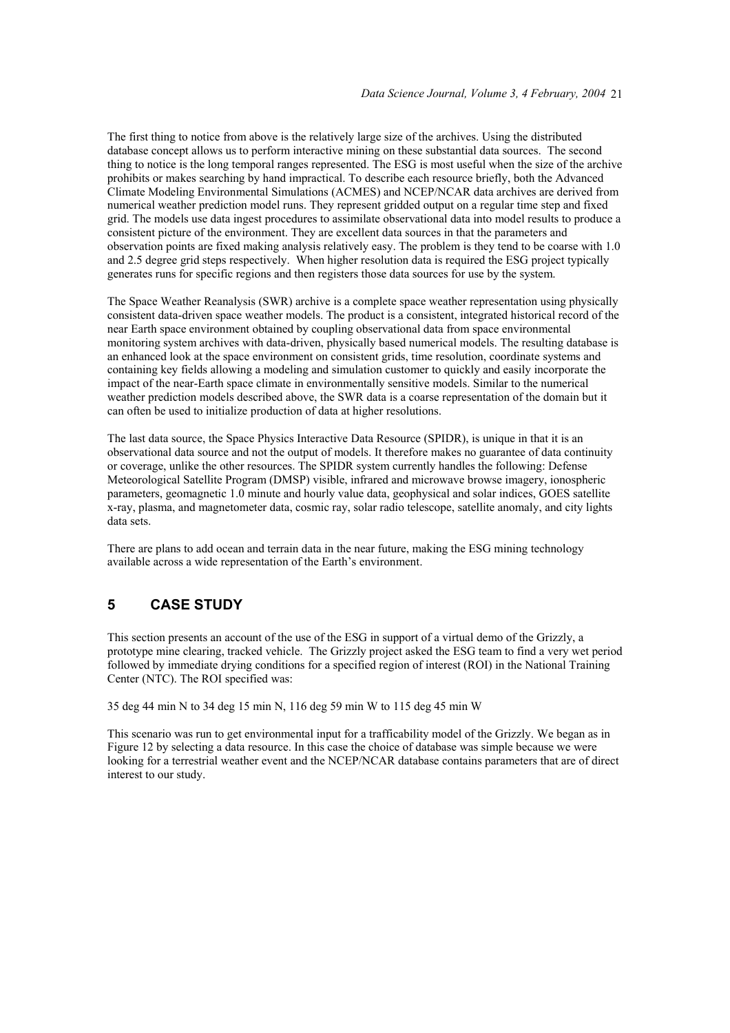The first thing to notice from above is the relatively large size of the archives. Using the distributed database concept allows us to perform interactive mining on these substantial data sources. The second thing to notice is the long temporal ranges represented. The ESG is most useful when the size of the archive prohibits or makes searching by hand impractical. To describe each resource briefly, both the Advanced Climate Modeling Environmental Simulations (ACMES) and NCEP/NCAR data archives are derived from numerical weather prediction model runs. They represent gridded output on a regular time step and fixed grid. The models use data ingest procedures to assimilate observational data into model results to produce a consistent picture of the environment. They are excellent data sources in that the parameters and observation points are fixed making analysis relatively easy. The problem is they tend to be coarse with 1.0 and 2.5 degree grid steps respectively. When higher resolution data is required the ESG project typically generates runs for specific regions and then registers those data sources for use by the system.

The Space Weather Reanalysis (SWR) archive is a complete space weather representation using physically consistent data-driven space weather models. The product is a consistent, integrated historical record of the near Earth space environment obtained by coupling observational data from space environmental monitoring system archives with data-driven, physically based numerical models. The resulting database is an enhanced look at the space environment on consistent grids, time resolution, coordinate systems and containing key fields allowing a modeling and simulation customer to quickly and easily incorporate the impact of the near-Earth space climate in environmentally sensitive models. Similar to the numerical weather prediction models described above, the SWR data is a coarse representation of the domain but it can often be used to initialize production of data at higher resolutions.

The last data source, the Space Physics Interactive Data Resource (SPIDR), is unique in that it is an observational data source and not the output of models. It therefore makes no guarantee of data continuity or coverage, unlike the other resources. The SPIDR system currently handles the following: Defense Meteorological Satellite Program (DMSP) visible, infrared and microwave browse imagery, ionospheric parameters, geomagnetic 1.0 minute and hourly value data, geophysical and solar indices, GOES satellite x-ray, plasma, and magnetometer data, cosmic ray, solar radio telescope, satellite anomaly, and city lights data sets.

There are plans to add ocean and terrain data in the near future, making the ESG mining technology available across a wide representation of the Earth's environment.

## 5 CASE STUDY

This section presents an account of the use of the ESG in support of a virtual demo of the Grizzly, a prototype mine clearing, tracked vehicle. The Grizzly project asked the ESG team to find a very wet period followed by immediate drying conditions for a specified region of interest (ROI) in the National Training Center (NTC). The ROI specified was:

35 deg 44 min N to 34 deg 15 min N, 116 deg 59 min W to 115 deg 45 min W

This scenario was run to get environmental input for a trafficability model of the Grizzly. We began as in Figure 12 by selecting a data resource. In this case the choice of database was simple because we were looking for a terrestrial weather event and the NCEP/NCAR database contains parameters that are of direct interest to our study.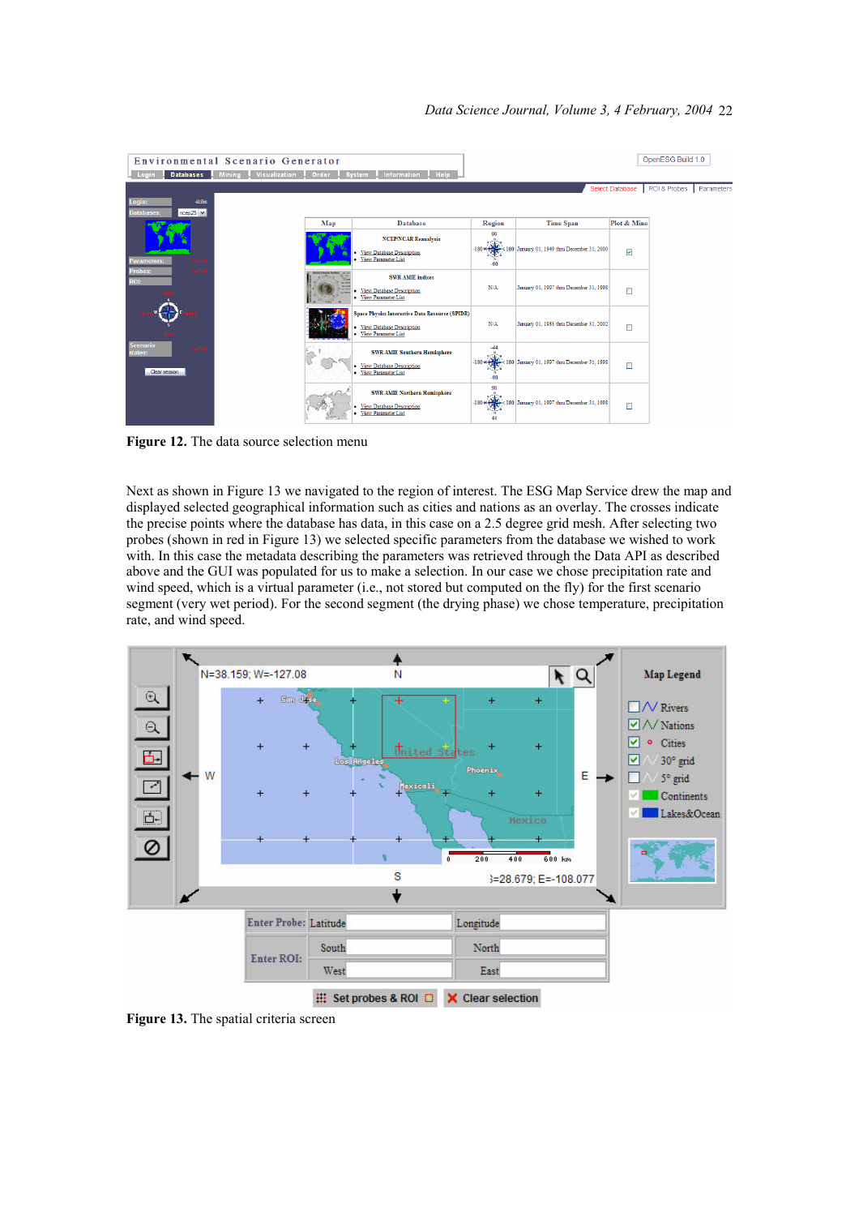**Figure 12.** The data source selection menu

Next as shown in Figure 13 we navigated to the region of interest. The ESG Map Service drew the map and displayed selected geographical information such as cities and nations as an overlay. The crosses indicate the precise points where the database has data, in this case on a 2.5 degree grid mesh. After selecting two probes (shown in red in Figure 13) we selected specific parameters from the database we wished to work with. In this case the metadata describing the parameters was retrieved through the Data API as described above and the GUI was populated for us to make a selection. In our case we chose precipitation rate and wind speed, which is a virtual parameter (i.e., not stored but computed on the fly) for the first scenario segment (very wet period). For the second segment (the drying phase) we chose temperature, precipitation rate, and wind speed.

**Figure 13.** The spatial criteria screen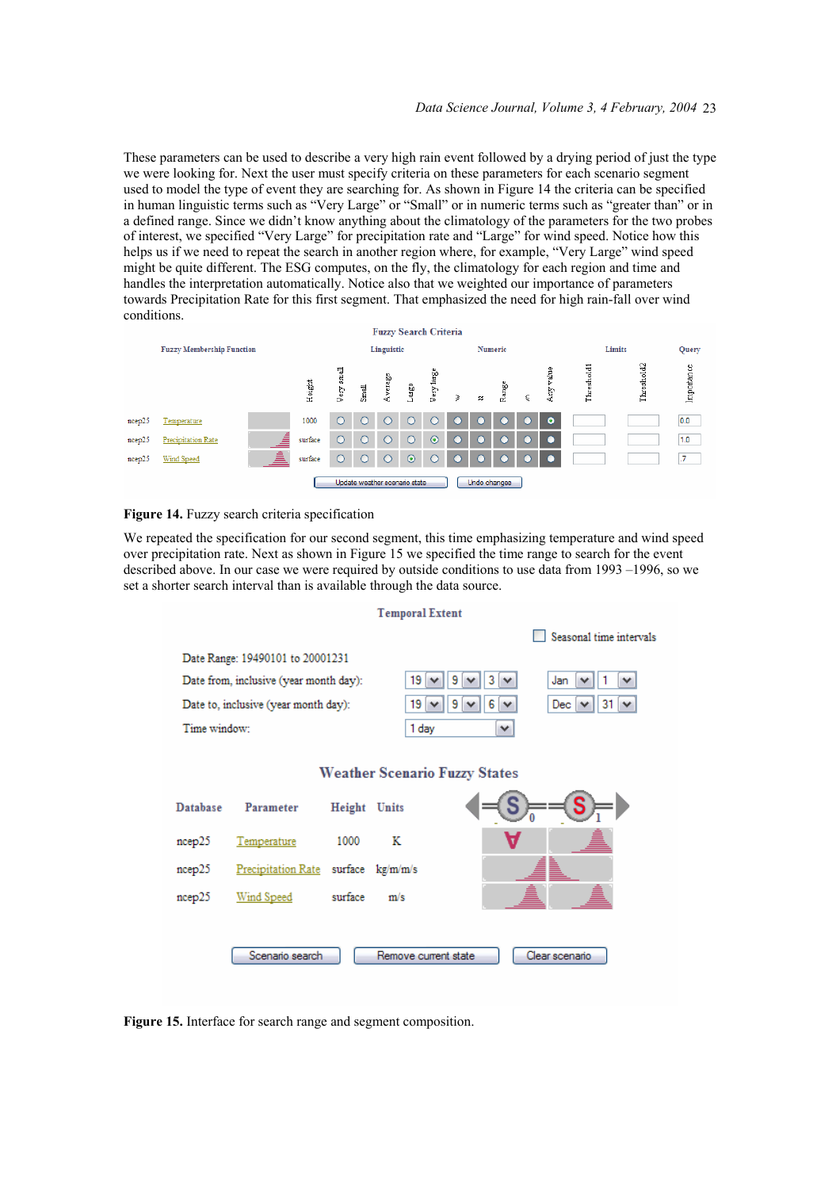These parameters can be used to describe a very high rain event followed by a drying period of just the type we were looking for. Next the user must specify criteria on these parameters for each scenario segment used to model the type of event they are searching for. As shown in Figure 14 the criteria can be specified in human linguistic terms such as "Very Large" or "Small" or in numeric terms such as "greater than" or in a defined range. Since we didn't know anything about the climatology of the parameters for the two probes of interest, we specified "Very Large" for precipitation rate and "Large" for wind speed. Notice how this helps us if we need to repeat the search in another region where, for example, "Very Large" wind speed might be quite different. The ESG computes, on the fly, the climatology for each region and time and handles the interpretation automatically. Notice also that we weighted our importance of parameters towards Precipitation Rate for this first segment. That emphasized the need for high rain-fall over wind conditions.

**Figure 14.** Fuzzy search criteria specification

We repeated the specification for our second segment, this time emphasizing temperature and wind speed over precipitation rate. Next as shown in Figure 15 we specified the time range to search for the event described above. In our case we were required by outside conditions to use data from 1993 –1996, so we set a shorter search interval than is available through the data source.

**Figure 15.** Interface for search range and segment composition.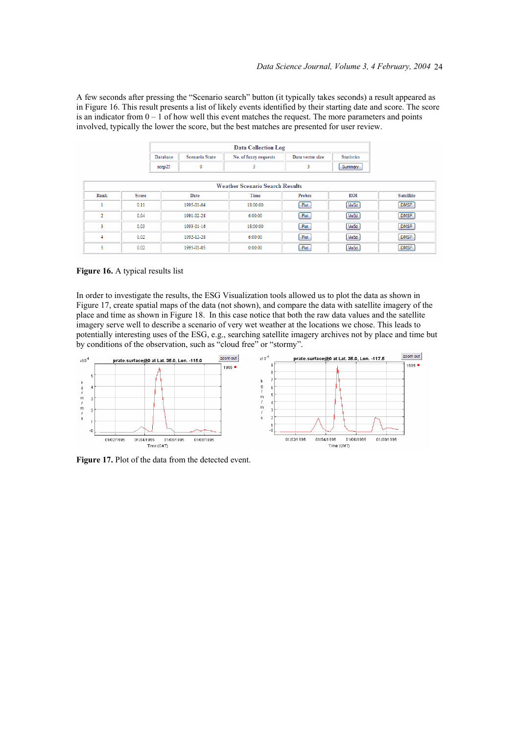A few seconds after pressing the "Scenario search" button (it typically takes seconds) a result appeared as in Figure 16. This result presents a list of likely events identified by their starting date and score. The score is an indicator from 0 – 1 of how well this event matches the request. The more parameters and points involved, typically the lower the score, but the best matches are presented for user review.

| Data Collection Log | | | | |
|---|---|---|---|---|
| Database | Scenario State | No. of fuzzy requests | Data vector size | Statistics |
| ncep25 | 0 | 3 | 3 | Summary |

| Weather Scenario Search Results | | | | | | |
|---|---|---|---|---|---|---|
| Rank | Score | Date | Time | Probes | ROI | Satellite |
| 1 | 0.11 | 1995-01-04 | 18:00:00 | Plot | Vis5d | DMSP |
| 2 | 0.04 | 1991-02-28 | 6:00:00 | Plot | Vis5d | DMSP |
| 3 | 0.03 | 1993-01-16 | 18:00:00 | Plot | Vis5d | DMSP |
| 4 | 0.02 | 1992-12-28 | 6:00:00 | Plot | Vis5d | DMSP |
| 5 | 0.02 | 1995-01-05 | 0:00:00 | Plot | Vis5d | DMSP |

**Figure 16.** A typical results list

In order to investigate the results, the ESG Visualization tools allowed us to plot the data as shown in Figure 17, create spatial maps of the data (not shown), and compare the data with satellite imagery of the place and time as shown in Figure 18. In this case notice that both the raw data values and the satellite imagery serve well to describe a scenario of very wet weather at the locations we chose. This leads to potentially interesting uses of the ESG, e.g., searching satellite imagery archives not by place and time but by conditions of the observation, such as "cloud free" or "stormy".

**Figure 17.** Plot of the data from the detected event.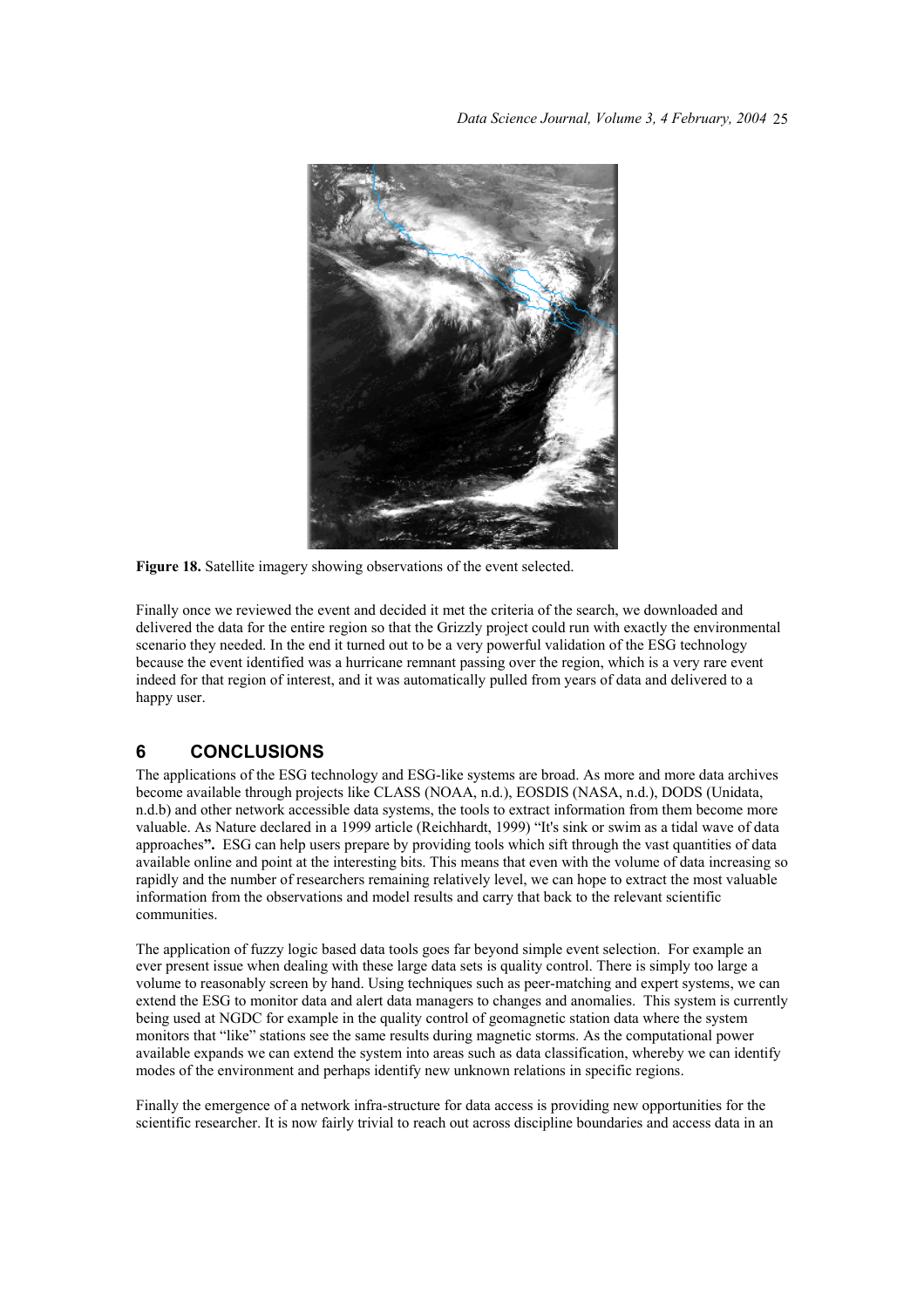**Figure 18.** Satellite imagery showing observations of the event selected.

Finally once we reviewed the event and decided it met the criteria of the search, we downloaded and delivered the data for the entire region so that the Grizzly project could run with exactly the environmental scenario they needed. In the end it turned out to be a very powerful validation of the ESG technology because the event identified was a hurricane remnant passing over the region, which is a very rare event indeed for that region of interest, and it was automatically pulled from years of data and delivered to a happy user.

## 6 CONCLUSIONS

The applications of the ESG technology and ESG-like systems are broad. As more and more data archives become available through projects like CLASS (NOAA, n.d.), EOSDIS (NASA, n.d.), DODS (Unidata, n.d.b) and other network accessible data systems, the tools to extract information from them become more valuable. As Nature declared in a 1999 article (Reichhardt, 1999) "It's sink or swim as a tidal wave of data approaches**".** ESG can help users prepare by providing tools which sift through the vast quantities of data available online and point at the interesting bits. This means that even with the volume of data increasing so rapidly and the number of researchers remaining relatively level, we can hope to extract the most valuable information from the observations and model results and carry that back to the relevant scientific communities.

The application of fuzzy logic based data tools goes far beyond simple event selection. For example an ever present issue when dealing with these large data sets is quality control. There is simply too large a volume to reasonably screen by hand. Using techniques such as peer-matching and expert systems, we can extend the ESG to monitor data and alert data managers to changes and anomalies. This system is currently being used at NGDC for example in the quality control of geomagnetic station data where the system monitors that "like" stations see the same results during magnetic storms. As the computational power available expands we can extend the system into areas such as data classification, whereby we can identify modes of the environment and perhaps identify new unknown relations in specific regions.

Finally the emergence of a network infra-structure for data access is providing new opportunities for the scientific researcher. It is now fairly trivial to reach out across discipline boundaries and access data in an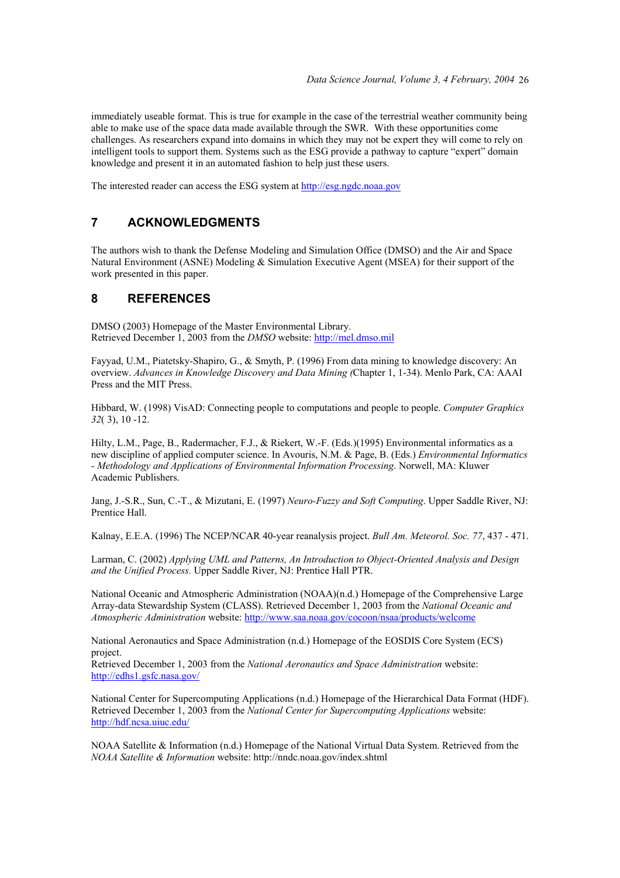immediately useable format. This is true for example in the case of the terrestrial weather community being able to make use of the space data made available through the SWR. With these opportunities come challenges. As researchers expand into domains in which they may not be expert they will come to rely on intelligent tools to support them. Systems such as the ESG provide a pathway to capture "expert" domain knowledge and present it in an automated fashion to help just these users.

The interested reader can access the ESG system at http://esg.ngdc.noaa.gov

## 7 ACKNOWLEDGMENTS

The authors wish to thank the Defense Modeling and Simulation Office (DMSO) and the Air and Space Natural Environment (ASNE) Modeling & Simulation Executive Agent (MSEA) for their support of the work presented in this paper.

## 8 REFERENCES

DMSO (2003) Homepage of the Master Environmental Library.
Retrieved December 1, 2003 from the *DMSO* website: http://mel.dmso.mil

Fayyad, U.M., Piatetsky-Shapiro, G., & Smyth, P. (1996) From data mining to knowledge discovery: An overview. *Advances in Knowledge Discovery and Data Mining (*Chapter 1, 1-34). Menlo Park, CA: AAAI Press and the MIT Press.

Hibbard, W. (1998) VisAD: Connecting people to computations and people to people. *Computer Graphics 32*( 3), 10 -12.

Hilty, L.M., Page, B., Radermacher, F.J., & Riekert, W.-F. (Eds.)(1995) Environmental informatics as a new discipline of applied computer science. In Avouris, N.M. & Page, B. (Eds.) *Environmental Informatics - Methodology and Applications of Environmental Information Processing*. Norwell, MA: Kluwer Academic Publishers.

Jang, J.-S.R., Sun, C.-T., & Mizutani, E. (1997) *Neuro-Fuzzy and Soft Computing*. Upper Saddle River, NJ: Prentice Hall.

Kalnay, E.E.A. (1996) The NCEP/NCAR 40-year reanalysis project. *Bull Am. Meteorol. Soc. 77*, 437 - 471.

Larman, C. (2002) *Applying UML and Patterns, An Introduction to Object-Oriented Analysis and Design and the Unified Process.* Upper Saddle River, NJ: Prentice Hall PTR.

National Oceanic and Atmospheric Administration (NOAA)(n.d.) Homepage of the Comprehensive Large Array-data Stewardship System (CLASS). Retrieved December 1, 2003 from the *National Oceanic and Atmospheric Administration* website: http://www.saa.noaa.gov/cocoon/nsaa/products/welcome

National Aeronautics and Space Administration (n.d.) Homepage of the EOSDIS Core System (ECS) project.
Retrieved December 1, 2003 from the *National Aeronautics and Space Administration* website: http://edhs1.gsfc.nasa.gov/

National Center for Supercomputing Applications (n.d.) Homepage of the Hierarchical Data Format (HDF). Retrieved December 1, 2003 from the *National Center for Supercomputing Applications* website: http://hdf.ncsa.uiuc.edu/

NOAA Satellite & Information (n.d.) Homepage of the National Virtual Data System. Retrieved from the *NOAA Satellite & Information* website: http://nndc.noaa.gov/index.shtml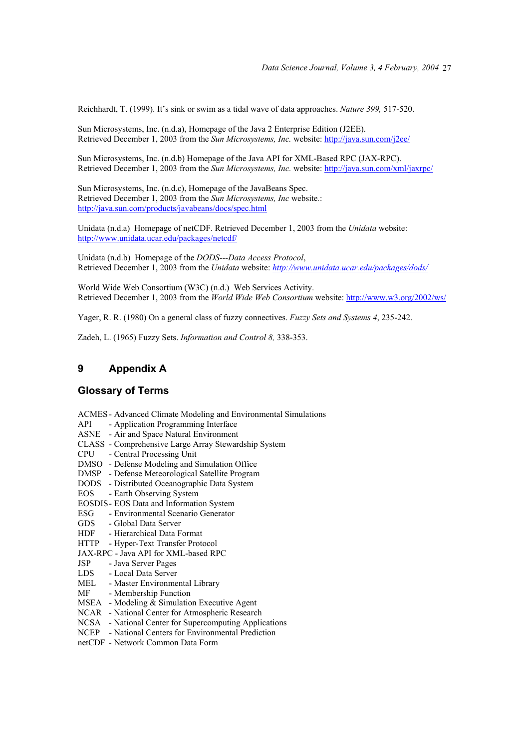Reichhardt, T. (1999). It's sink or swim as a tidal wave of data approaches. *Nature 399,* 517-520.

Sun Microsystems, Inc. (n.d.a), Homepage of the Java 2 Enterprise Edition (J2EE).
Retrieved December 1, 2003 from the *Sun Microsystems, Inc.* website: http://java.sun.com/j2ee/

Sun Microsystems, Inc. (n.d.b) Homepage of the Java API for XML-Based RPC (JAX-RPC).
Retrieved December 1, 2003 from the *Sun Microsystems, Inc.* website: http://java.sun.com/xml/jaxrpc/

Sun Microsystems, Inc. (n.d.c), Homepage of the JavaBeans Spec.
Retrieved December 1, 2003 from the *Sun Microsystems, Inc* website.:
http://java.sun.com/products/javabeans/docs/spec.html

Unidata (n.d.a) Homepage of netCDF. Retrieved December 1, 2003 from the *Unidata* website:
http://www.unidata.ucar.edu/packages/netcdf/

Unidata (n.d.b) Homepage of the *DODS---Data Access Protocol*,
Retrieved December 1, 2003 from the *Unidata* website: *http://www.unidata.ucar.edu/packages/dods/*

World Wide Web Consortium (W3C) (n.d.) Web Services Activity.
Retrieved December 1, 2003 from the *World Wide Web Consortium* website: http://www.w3.org/2002/ws/

Yager, R. R. (1980) On a general class of fuzzy connectives. *Fuzzy Sets and Systems 4*, 235-242.

Zadeh, L. (1965) Fuzzy Sets. *Information and Control 8,* 338-353.

# 9 Appendix A

## Glossary of Terms

ACMES - Advanced Climate Modeling and Environmental Simulations
API - Application Programming Interface
ASNE - Air and Space Natural Environment
CLASS - Comprehensive Large Array Stewardship System
CPU - Central Processing Unit
DMSO - Defense Modeling and Simulation Office
DMSP - Defense Meteorological Satellite Program
DODS - Distributed Oceanographic Data System
EOS - Earth Observing System
EOSDIS - EOS Data and Information System
ESG - Environmental Scenario Generator
GDS - Global Data Server
HDF - Hierarchical Data Format
HTTP - Hyper-Text Transfer Protocol
JAX-RPC - Java API for XML-based RPC
JSP - Java Server Pages
LDS - Local Data Server
MEL - Master Environmental Library
MF - Membership Function
MSEA - Modeling & Simulation Executive Agent
NCAR - National Center for Atmospheric Research
NCSA - National Center for Supercomputing Applications
NCEP - National Centers for Environmental Prediction
netCDF - Network Common Data Form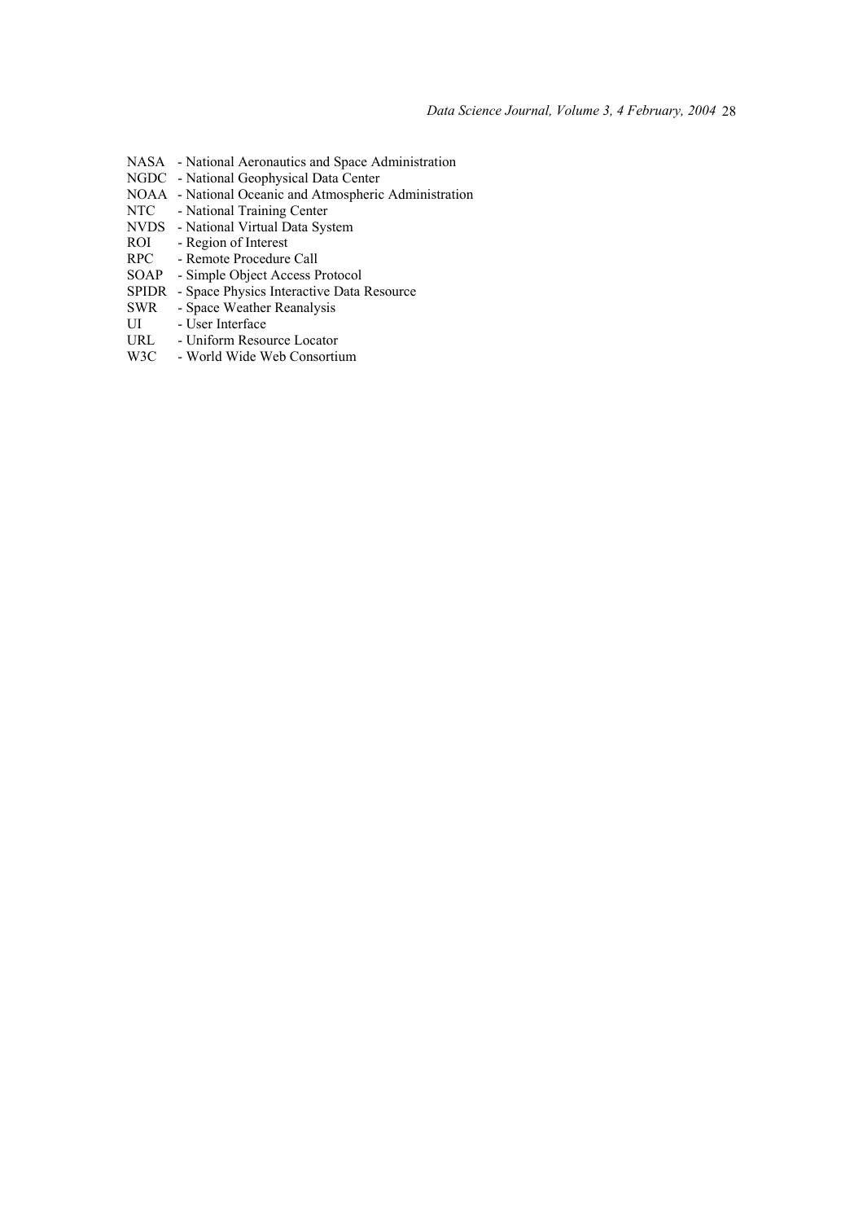NASA - National Aeronautics and Space Administration
NGDC - National Geophysical Data Center
NOAA - National Oceanic and Atmospheric Administration
NTC - National Training Center
NVDS - National Virtual Data System
ROI - Region of Interest
RPC - Remote Procedure Call
SOAP - Simple Object Access Protocol
SPIDR - Space Physics Interactive Data Resource
SWR - Space Weather Reanalysis
UI - User Interface
URL - Uniform Resource Locator
W3C - World Wide Web Consortium